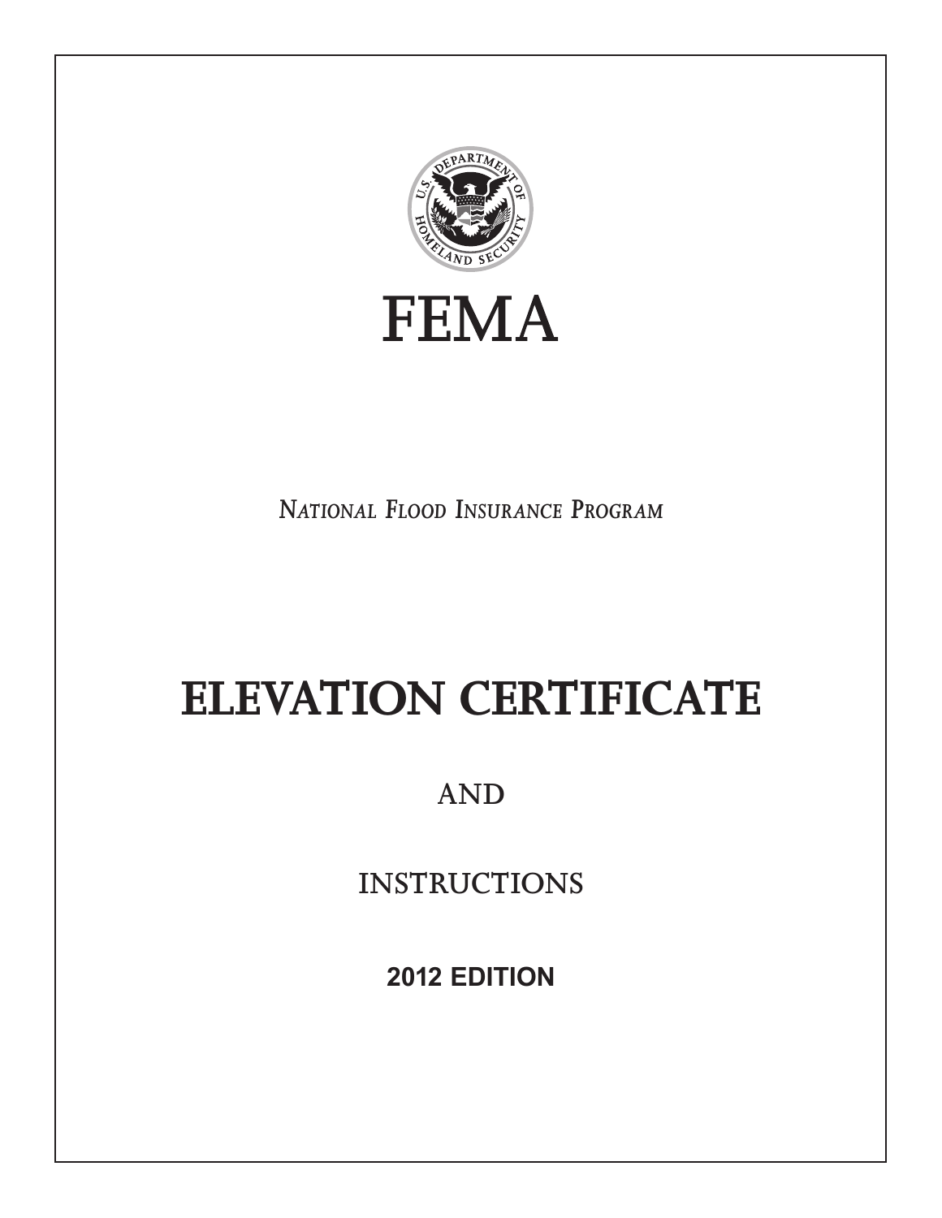# FEMA

*NATIONAL FLOOD INSURANCE PROGRAM*

# ELEVATION CERTIFICATE

AND

INSTRUCTIONS

**2012 EDITION**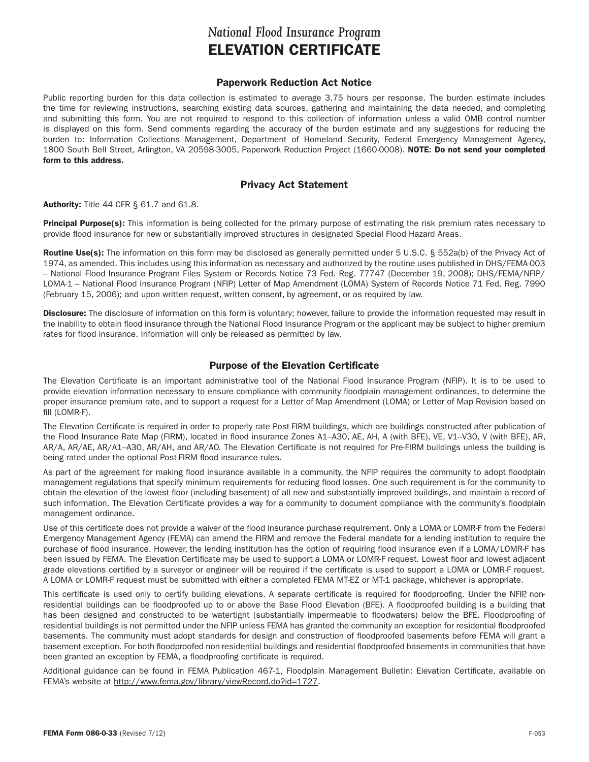# *National Flood Insurance Program*
# ELEVATION CERTIFICATE

## Paperwork Reduction Act Notice

Public reporting burden for this data collection is estimated to average 3.75 hours per response. The burden estimate includes the time for reviewing instructions, searching existing data sources, gathering and maintaining the data needed, and completing and submitting this form. You are not required to respond to this collection of information unless a valid OMB control number is displayed on this form. Send comments regarding the accuracy of the burden estimate and any suggestions for reducing the burden to: Information Collections Management, Department of Homeland Security, Federal Emergency Management Agency, 1800 South Bell Street, Arlington, VA 20598-3005, Paperwork Reduction Project (1660-0008). **NOTE: Do not send your completed form to this address.**

## Privacy Act Statement

**Authority:** Title 44 CFR § 61.7 and 61.8.

**Principal Purpose(s):** This information is being collected for the primary purpose of estimating the risk premium rates necessary to provide flood insurance for new or substantially improved structures in designated Special Flood Hazard Areas.

**Routine Use(s):** The information on this form may be disclosed as generally permitted under 5 U.S.C. § 552a(b) of the Privacy Act of 1974, as amended. This includes using this information as necessary and authorized by the routine uses published in DHS/FEMA-003 – National Flood Insurance Program Files System or Records Notice 73 Fed. Reg. 77747 (December 19, 2008); DHS/FEMA/NFIP/LOMA-1 – National Flood Insurance Program (NFIP) Letter of Map Amendment (LOMA) System of Records Notice 71 Fed. Reg. 7990 (February 15, 2006); and upon written request, written consent, by agreement, or as required by law.

**Disclosure:** The disclosure of information on this form is voluntary; however, failure to provide the information requested may result in the inability to obtain flood insurance through the National Flood Insurance Program or the applicant may be subject to higher premium rates for flood insurance. Information will only be released as permitted by law.

## Purpose of the Elevation Certificate

The Elevation Certificate is an important administrative tool of the National Flood Insurance Program (NFIP). It is to be used to provide elevation information necessary to ensure compliance with community floodplain management ordinances, to determine the proper insurance premium rate, and to support a request for a Letter of Map Amendment (LOMA) or Letter of Map Revision based on fill (LOMR-F).

The Elevation Certificate is required in order to properly rate Post-FIRM buildings, which are buildings constructed after publication of the Flood Insurance Rate Map (FIRM), located in flood insurance Zones A1–A30, AE, AH, A (with BFE), VE, V1–V30, V (with BFE), AR, AR/A, AR/AE, AR/A1–A30, AR/AH, and AR/AO. The Elevation Certificate is not required for Pre-FIRM buildings unless the building is being rated under the optional Post-FIRM flood insurance rules.

As part of the agreement for making flood insurance available in a community, the NFIP requires the community to adopt floodplain management regulations that specify minimum requirements for reducing flood losses. One such requirement is for the community to obtain the elevation of the lowest floor (including basement) of all new and substantially improved buildings, and maintain a record of such information. The Elevation Certificate provides a way for a community to document compliance with the community's floodplain management ordinance.

Use of this certificate does not provide a waiver of the flood insurance purchase requirement. Only a LOMA or LOMR-F from the Federal Emergency Management Agency (FEMA) can amend the FIRM and remove the Federal mandate for a lending institution to require the purchase of flood insurance. However, the lending institution has the option of requiring flood insurance even if a LOMA/LOMR-F has been issued by FEMA. The Elevation Certificate may be used to support a LOMA or LOMR-F request. Lowest floor and lowest adjacent grade elevations certified by a surveyor or engineer will be required if the certificate is used to support a LOMA or LOMR-F request. A LOMA or LOMR-F request must be submitted with either a completed FEMA MT-EZ or MT-1 package, whichever is appropriate.

This certificate is used only to certify building elevations. A separate certificate is required for floodproofing. Under the NFIP, non-residential buildings can be floodproofed up to or above the Base Flood Elevation (BFE). A floodproofed building is a building that has been designed and constructed to be watertight (substantially impermeable to floodwaters) below the BFE. Floodproofing of residential buildings is not permitted under the NFIP unless FEMA has granted the community an exception for residential floodproofed basements. The community must adopt standards for design and construction of floodproofed basements before FEMA will grant a basement exception. For both floodproofed non-residential buildings and residential floodproofed basements in communities that have been granted an exception by FEMA, a floodproofing certificate is required.

Additional guidance can be found in FEMA Publication 467-1, Floodplain Management Bulletin: Elevation Certificate, available on FEMA's website at http://www.fema.gov/library/viewRecord.do?id=1727.

**FEMA Form 086-0-33** (Revised 7/12) F-053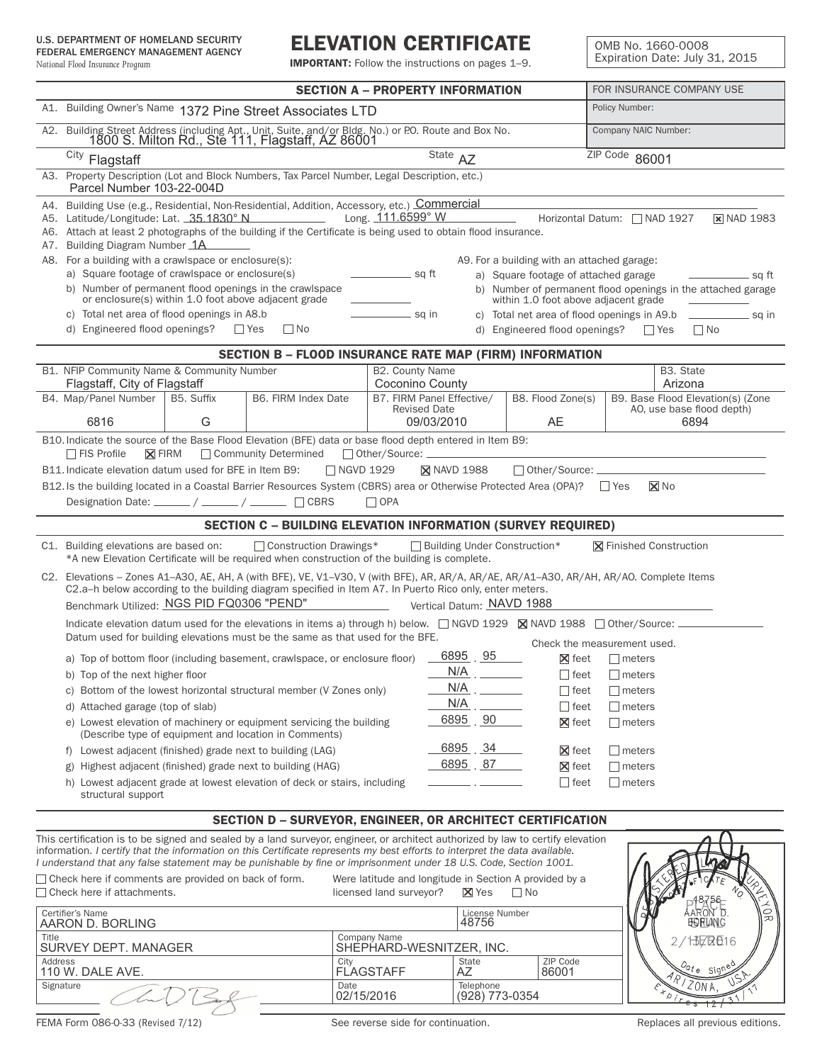U.S. DEPARTMENT OF HOMELAND SECURITY
FEDERAL EMERGENCY MANAGEMENT AGENCY
*National Flood Insurance Program*

# ELEVATION CERTIFICATE

**IMPORTANT:** Follow the instructions on pages 1–9.

OMB No. 1660-0008
Expiration Date: July 31, 2015

## SECTION A – PROPERTY INFORMATION

FOR INSURANCE COMPANY USE
Policy Number:
Company NAIC Number:

A1. Building Owner's Name 1372 Pine Street Associates LTD

A2. Building Street Address (including Apt., Unit, Suite, and/or Bldg. No.) or P.O. Route and Box No. 1800 S. Milton Rd., Ste 111, Flagstaff, AZ 86001

City Flagstaff State AZ ZIP Code 86001

A3. Property Description (Lot and Block Numbers, Tax Parcel Number, Legal Description, etc.) Parcel Number 103-22-004D

A4. Building Use (e.g., Residential, Non-Residential, Addition, Accessory, etc.) Commercial

A5. Latitude/Longitude: Lat. 35.1830° N Long. 111.6599° W Horizontal Datum: ☐ NAD 1927 ☒ NAD 1983

A6. Attach at least 2 photographs of the building if the Certificate is being used to obtain flood insurance.

A7. Building Diagram Number 1A

A8. For a building with a crawlspace or enclosure(s):
- a) Square footage of crawlspace or enclosure(s) ______ sq ft
- b) Number of permanent flood openings in the crawlspace or enclosure(s) within 1.0 foot above adjacent grade ______
- c) Total net area of flood openings in A8.b ______ sq in
- d) Engineered flood openings? ☐ Yes ☐ No

A9. For a building with an attached garage:
- a) Square footage of attached garage ______ sq ft
- b) Number of permanent flood openings in the attached garage within 1.0 foot above adjacent grade ______
- c) Total net area of flood openings in A9.b ______ sq in
- d) Engineered flood openings? ☐ Yes ☐ No

## SECTION B – FLOOD INSURANCE RATE MAP (FIRM) INFORMATION

| B1. NFIP Community Name & Community Number | | | B2. County Name | | B3. State |
|---|---|---|---|---|---|
| Flagstaff, City of Flagstaff | | | Coconino County | | Arizona |
| B4. Map/Panel Number | B5. Suffix | B6. FIRM Index Date | B7. FIRM Panel Effective/ Revised Date | B8. Flood Zone(s) | B9. Base Flood Elevation(s) (Zone AO, use base flood depth) |
| 6816 | G | | 09/03/2010 | AE | 6894 |

B10. Indicate the source of the Base Flood Elevation (BFE) data or base flood depth entered in Item B9:
☐ FIS Profile ☒ FIRM ☐ Community Determined ☐ Other/Source: ______

B11. Indicate elevation datum used for BFE in Item B9: ☐ NGVD 1929 ☒ NAVD 1988 ☐ Other/Source: ______

B12. Is the building located in a Coastal Barrier Resources System (CBRS) area or Otherwise Protected Area (OPA)? ☐ Yes ☒ No
Designation Date: ___/___/___ ☐ CBRS ☐ OPA

## SECTION C – BUILDING ELEVATION INFORMATION (SURVEY REQUIRED)

C1. Building elevations are based on: ☐ Construction Drawings* ☐ Building Under Construction* ☒ Finished Construction
*A new Elevation Certificate will be required when construction of the building is complete.

C2. Elevations – Zones A1–A30, AE, AH, A (with BFE), VE, V1–V30, V (with BFE), AR, AR/A, AR/AE, AR/A1–A30, AR/AH, AR/AO. Complete Items C2.a–h below according to the building diagram specified in Item A7. In Puerto Rico only, enter meters.

Benchmark Utilized: NGS PID FQ0306 "PEND" Vertical Datum: NAVD 1988

Indicate elevation datum used for the elevations in items a) through h) below. ☐ NGVD 1929 ☒ NAVD 1988 ☐ Other/Source: ______
Datum used for building elevations must be the same as that used for the BFE.

| Item | Elevation | Check the measurement used. |
|---|---|---|
| a) Top of bottom floor (including basement, crawlspace, or enclosure floor) | 6895.95 | ☒ feet ☐ meters |
| b) Top of the next higher floor | N/A | ☐ feet ☐ meters |
| c) Bottom of the lowest horizontal structural member (V Zones only) | N/A | ☐ feet ☐ meters |
| d) Attached garage (top of slab) | N/A | ☐ feet ☐ meters |
| e) Lowest elevation of machinery or equipment servicing the building (Describe type of equipment and location in Comments) | 6895.90 | ☒ feet ☐ meters |
| f) Lowest adjacent (finished) grade next to building (LAG) | 6895.34 | ☒ feet ☐ meters |
| g) Highest adjacent (finished) grade next to building (HAG) | 6895.87 | ☒ feet ☐ meters |
| h) Lowest adjacent grade at lowest elevation of deck or stairs, including structural support | | ☐ feet ☐ meters |

## SECTION D – SURVEYOR, ENGINEER, OR ARCHITECT CERTIFICATION

This certification is to be signed and sealed by a land surveyor, engineer, or architect authorized by law to certify elevation information. *I certify that the information on this Certificate represents my best efforts to interpret the data available. I understand that any false statement may be punishable by fine or imprisonment under 18 U.S. Code, Section 1001.*

☐ Check here if comments are provided on back of form.
☐ Check here if attachments.

Were latitude and longitude in Section A provided by a licensed land surveyor? ☒ Yes ☐ No

| Certifier's Name | | License Number | |
|---|---|---|---|
| AARON D. BORLING | | 48756 | |
| Title | Company Name | | |
| SURVEY DEPT. MANAGER | SHEPHARD-WESNITZER, INC. | | |
| Address | City | State | ZIP Code |
| 110 W. DALE AVE. | FLAGSTAFF | AZ | 86001 |
| Signature | Date | Telephone | |
| | 02/15/2016 | (928) 773-0354 | |

PLACE SEAL HERE: REGISTERED LAND SURVEYOR, CERTIFICATE NO. 48756, AARON D. BORLING, Date Signed 2/15/2016, ARIZONA, U.S.A., Expires 12/31/17

FEMA Form 086-0-33 (Revised 7/12) See reverse side for continuation. Replaces all previous editions.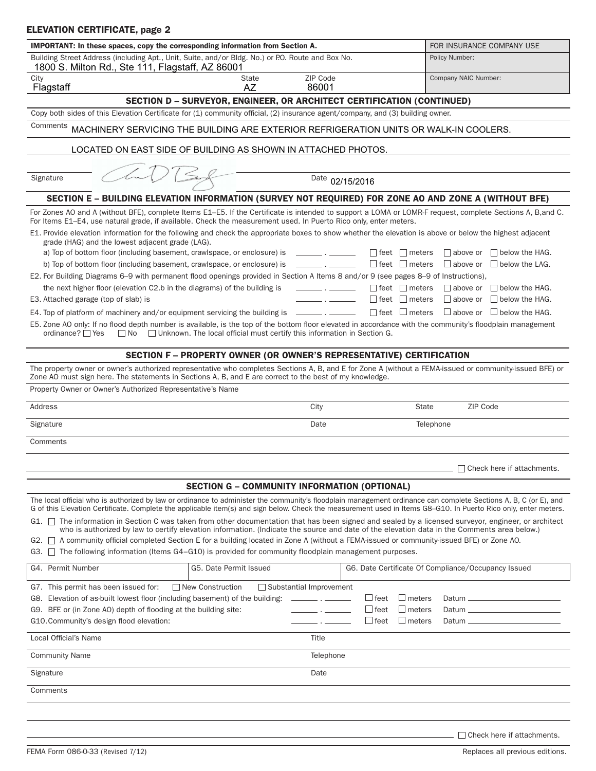## ELEVATION CERTIFICATE, page 2

| IMPORTANT: In these spaces, copy the corresponding information from Section A. | | | FOR INSURANCE COMPANY USE |
|---|---|---|---|
| Building Street Address (including Apt., Unit, Suite, and/or Bldg. No.) or P.O. Route and Box No.<br>1800 S. Milton Rd., Ste 111, Flagstaff, AZ 86001 | | | Policy Number: |
| City<br>Flagstaff | State<br>AZ | ZIP Code<br>86001 | Company NAIC Number: |

### SECTION D – SURVEYOR, ENGINEER, OR ARCHITECT CERTIFICATION (CONTINUED)

Copy both sides of this Elevation Certificate for (1) community official, (2) insurance agent/company, and (3) building owner.

Comments MACHINERY SERVICING THE BUILDING ARE EXTERIOR REFRIGERATION UNITS OR WALK-IN COOLERS.

LOCATED ON EAST SIDE OF BUILDING AS SHOWN IN ATTACHED PHOTOS.

Signature [signature] Date 02/15/2016

### SECTION E – BUILDING ELEVATION INFORMATION (SURVEY NOT REQUIRED) FOR ZONE AO AND ZONE A (WITHOUT BFE)

For Zones AO and A (without BFE), complete Items E1–E5. If the Certificate is intended to support a LOMA or LOMR-F request, complete Sections A, B,and C. For Items E1–E4, use natural grade, if available. Check the measurement used. In Puerto Rico only, enter meters.

E1. Provide elevation information for the following and check the appropriate boxes to show whether the elevation is above or below the highest adjacent grade (HAG) and the lowest adjacent grade (LAG).

a) Top of bottom floor (including basement, crawlspace, or enclosure) is ______ . ______ ☐ feet ☐ meters ☐ above or ☐ below the HAG.

b) Top of bottom floor (including basement, crawlspace, or enclosure) is ______ . ______ ☐ feet ☐ meters ☐ above or ☐ below the LAG.

E2. For Building Diagrams 6–9 with permanent flood openings provided in Section A Items 8 and/or 9 (see pages 8–9 of Instructions), the next higher floor (elevation C2.b in the diagrams) of the building is ______ . ______ ☐ feet ☐ meters ☐ above or ☐ below the HAG.

E3. Attached garage (top of slab) is ______ . ______ ☐ feet ☐ meters ☐ above or ☐ below the HAG.

E4. Top of platform of machinery and/or equipment servicing the building is ______ . ______ ☐ feet ☐ meters ☐ above or ☐ below the HAG.

E5. Zone AO only: If no flood depth number is available, is the top of the bottom floor elevated in accordance with the community's floodplain management ordinance? ☐ Yes ☐ No ☐ Unknown. The local official must certify this information in Section G.

### SECTION F – PROPERTY OWNER (OR OWNER'S REPRESENTATIVE) CERTIFICATION

The property owner or owner's authorized representative who completes Sections A, B, and E for Zone A (without a FEMA-issued or community-issued BFE) or Zone AO must sign here. The statements in Sections A, B, and E are correct to the best of my knowledge.

Property Owner or Owner's Authorized Representative's Name

| Address | City | State | ZIP Code |
|---|---|---|---|
| Signature | Date | Telephone | |

Comments

☐ Check here if attachments.

### SECTION G – COMMUNITY INFORMATION (OPTIONAL)

The local official who is authorized by law or ordinance to administer the community's floodplain management ordinance can complete Sections A, B, C (or E), and G of this Elevation Certificate. Complete the applicable item(s) and sign below. Check the measurement used in Items G8–G10. In Puerto Rico only, enter meters.

G1. ☐ The information in Section C was taken from other documentation that has been signed and sealed by a licensed surveyor, engineer, or architect who is authorized by law to certify elevation information. (Indicate the source and date of the elevation data in the Comments area below.)

G2. ☐ A community official completed Section E for a building located in Zone A (without a FEMA-issued or community-issued BFE) or Zone AO.

G3. ☐ The following information (Items G4–G10) is provided for community floodplain management purposes.

| G4. Permit Number | G5. Date Permit Issued | G6. Date Certificate Of Compliance/Occupancy Issued |
|---|---|---|
| | | |

G7. This permit has been issued for: ☐ New Construction ☐ Substantial Improvement

G8. Elevation of as-built lowest floor (including basement) of the building: ______ . ______ ☐ feet ☐ meters Datum ____________

G9. BFE or (in Zone AO) depth of flooding at the building site: ______ . ______ ☐ feet ☐ meters Datum ____________

G10. Community's design flood elevation: ______ . ______ ☐ feet ☐ meters Datum ____________

| Local Official's Name | Title |
|---|---|
| Community Name | Telephone |
| Signature | Date |

Comments

☐ Check here if attachments.

FEMA Form 086-0-33 (Revised 7/12) Replaces all previous editions.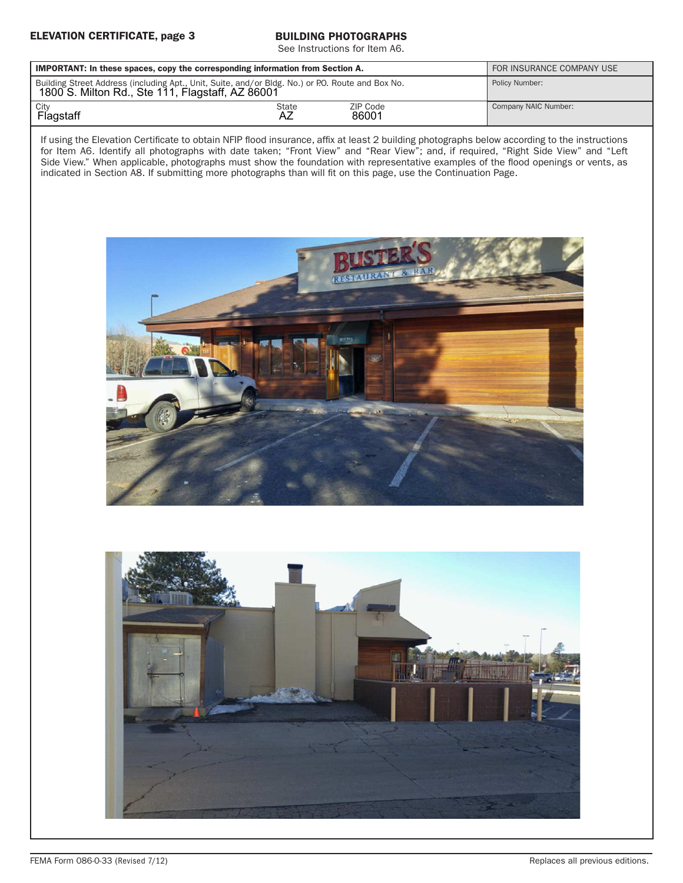**ELEVATION CERTIFICATE, page 3**

## BUILDING PHOTOGRAPHS

See Instructions for Item A6.

| IMPORTANT: In these spaces, copy the corresponding information from Section A. | | | FOR INSURANCE COMPANY USE |
|---|---|---|---|
| Building Street Address (including Apt., Unit, Suite, and/or Bldg. No.) or P.O. Route and Box No.<br>1800 S. Milton Rd., Ste 111, Flagstaff, AZ 86001 | | | Policy Number: |
| City<br>Flagstaff | State<br>AZ | ZIP Code<br>86001 | Company NAIC Number: |

If using the Elevation Certificate to obtain NFIP flood insurance, affix at least 2 building photographs below according to the instructions for Item A6. Identify all photographs with date taken; "Front View" and "Rear View"; and, if required, "Right Side View" and "Left Side View." When applicable, photographs must show the foundation with representative examples of the flood openings or vents, as indicated in Section A8. If submitting more photographs than will fit on this page, use the Continuation Page.

FEMA Form 086-0-33 (Revised 7/12) Replaces all previous editions.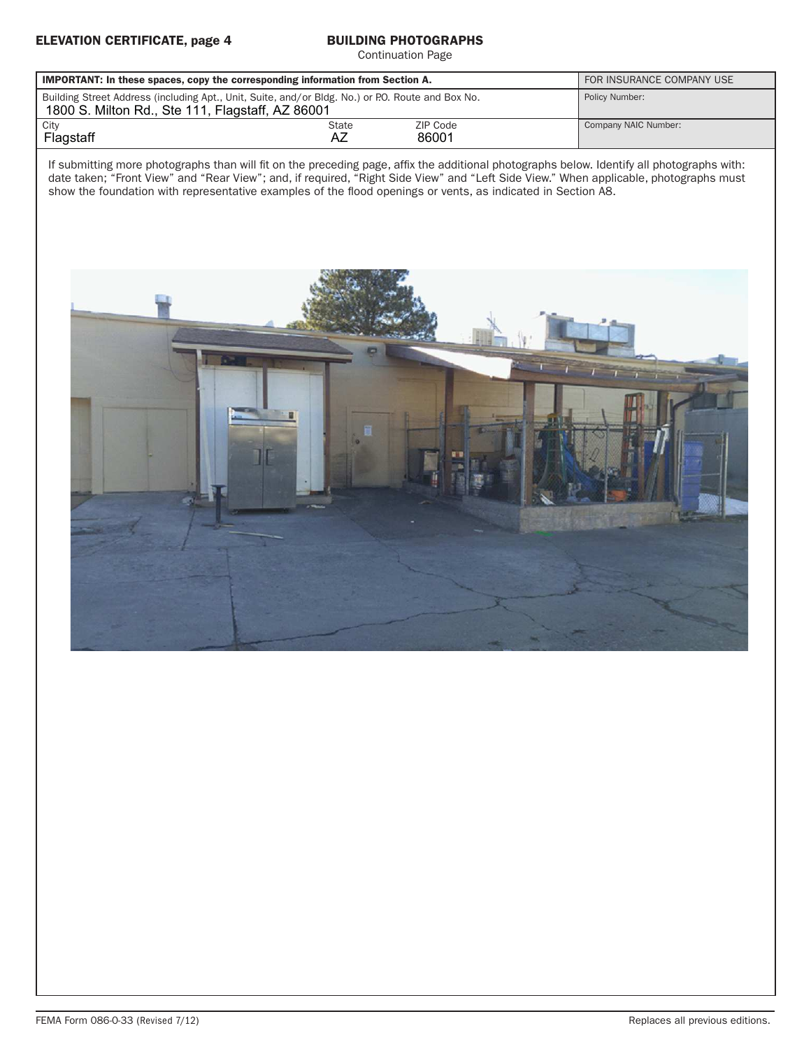**ELEVATION CERTIFICATE, page 4**

## BUILDING PHOTOGRAPHS

Continuation Page

| IMPORTANT: In these spaces, copy the corresponding information from Section A. | | | FOR INSURANCE COMPANY USE |
|---|---|---|---|
| Building Street Address (including Apt., Unit, Suite, and/or Bldg. No.) or P.O. Route and Box No.<br>1800 S. Milton Rd., Ste 111, Flagstaff, AZ 86001 | | | Policy Number: |
| City<br>Flagstaff | State<br>AZ | ZIP Code<br>86001 | Company NAIC Number: |

If submitting more photographs than will fit on the preceding page, affix the additional photographs below. Identify all photographs with: date taken; "Front View" and "Rear View"; and, if required, "Right Side View" and "Left Side View." When applicable, photographs must show the foundation with representative examples of the flood openings or vents, as indicated in Section A8.

FEMA Form 086-0-33 (Revised 7/12) Replaces all previous editions.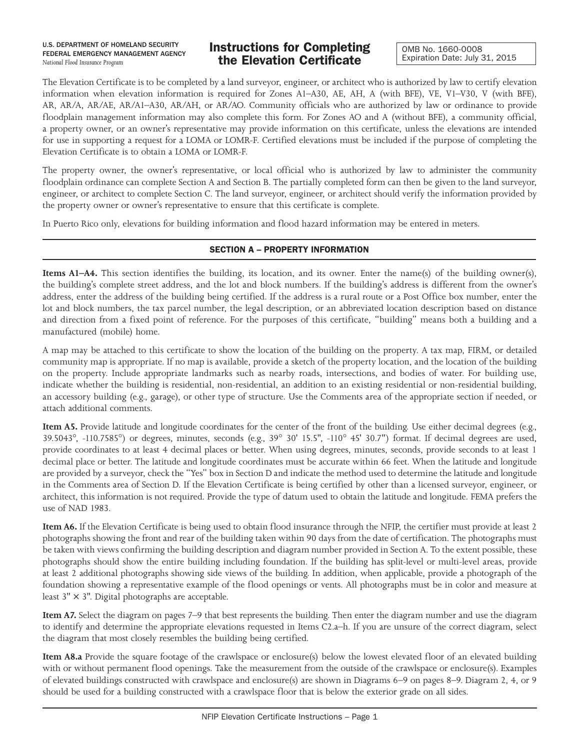U.S. DEPARTMENT OF HOMELAND SECURITY
FEDERAL EMERGENCY MANAGEMENT AGENCY
*National Flood Insurance Program*

# Instructions for Completing the Elevation Certificate

OMB No. 1660-0008
Expiration Date: July 31, 2015

The Elevation Certificate is to be completed by a land surveyor, engineer, or architect who is authorized by law to certify elevation information when elevation information is required for Zones A1–A30, AE, AH, A (with BFE), VE, V1–V30, V (with BFE), AR, AR/A, AR/AE, AR/A1–A30, AR/AH, or AR/AO. Community officials who are authorized by law or ordinance to provide floodplain management information may also complete this form. For Zones AO and A (without BFE), a community official, a property owner, or an owner's representative may provide information on this certificate, unless the elevations are intended for use in supporting a request for a LOMA or LOMR-F. Certified elevations must be included if the purpose of completing the Elevation Certificate is to obtain a LOMA or LOMR-F.

The property owner, the owner's representative, or local official who is authorized by law to administer the community floodplain ordinance can complete Section A and Section B. The partially completed form can then be given to the land surveyor, engineer, or architect to complete Section C. The land surveyor, engineer, or architect should verify the information provided by the property owner or owner's representative to ensure that this certificate is complete.

In Puerto Rico only, elevations for building information and flood hazard information may be entered in meters.

## SECTION A – PROPERTY INFORMATION

**Items A1–A4.** This section identifies the building, its location, and its owner. Enter the name(s) of the building owner(s), the building's complete street address, and the lot and block numbers. If the building's address is different from the owner's address, enter the address of the building being certified. If the address is a rural route or a Post Office box number, enter the lot and block numbers, the tax parcel number, the legal description, or an abbreviated location description based on distance and direction from a fixed point of reference. For the purposes of this certificate, "building" means both a building and a manufactured (mobile) home.

A map may be attached to this certificate to show the location of the building on the property. A tax map, FIRM, or detailed community map is appropriate. If no map is available, provide a sketch of the property location, and the location of the building on the property. Include appropriate landmarks such as nearby roads, intersections, and bodies of water. For building use, indicate whether the building is residential, non-residential, an addition to an existing residential or non-residential building, an accessory building (e.g., garage), or other type of structure. Use the Comments area of the appropriate section if needed, or attach additional comments.

**Item A5.** Provide latitude and longitude coordinates for the center of the front of the building. Use either decimal degrees (e.g., 39.5043°, -110.7585°) or degrees, minutes, seconds (e.g., 39° 30' 15.5", -110° 45' 30.7") format. If decimal degrees are used, provide coordinates to at least 4 decimal places or better. When using degrees, minutes, seconds, provide seconds to at least 1 decimal place or better. The latitude and longitude coordinates must be accurate within 66 feet. When the latitude and longitude are provided by a surveyor, check the "Yes" box in Section D and indicate the method used to determine the latitude and longitude in the Comments area of Section D. If the Elevation Certificate is being certified by other than a licensed surveyor, engineer, or architect, this information is not required. Provide the type of datum used to obtain the latitude and longitude. FEMA prefers the use of NAD 1983.

**Item A6.** If the Elevation Certificate is being used to obtain flood insurance through the NFIP, the certifier must provide at least 2 photographs showing the front and rear of the building taken within 90 days from the date of certification. The photographs must be taken with views confirming the building description and diagram number provided in Section A. To the extent possible, these photographs should show the entire building including foundation. If the building has split-level or multi-level areas, provide at least 2 additional photographs showing side views of the building. In addition, when applicable, provide a photograph of the foundation showing a representative example of the flood openings or vents. All photographs must be in color and measure at least 3" × 3". Digital photographs are acceptable.

**Item A7.** Select the diagram on pages 7–9 that best represents the building. Then enter the diagram number and use the diagram to identify and determine the appropriate elevations requested in Items C2.a–h. If you are unsure of the correct diagram, select the diagram that most closely resembles the building being certified.

**Item A8.a** Provide the square footage of the crawlspace or enclosure(s) below the lowest elevated floor of an elevated building with or without permanent flood openings. Take the measurement from the outside of the crawlspace or enclosure(s). Examples of elevated buildings constructed with crawlspace and enclosure(s) are shown in Diagrams 6–9 on pages 8–9. Diagram 2, 4, or 9 should be used for a building constructed with a crawlspace floor that is below the exterior grade on all sides.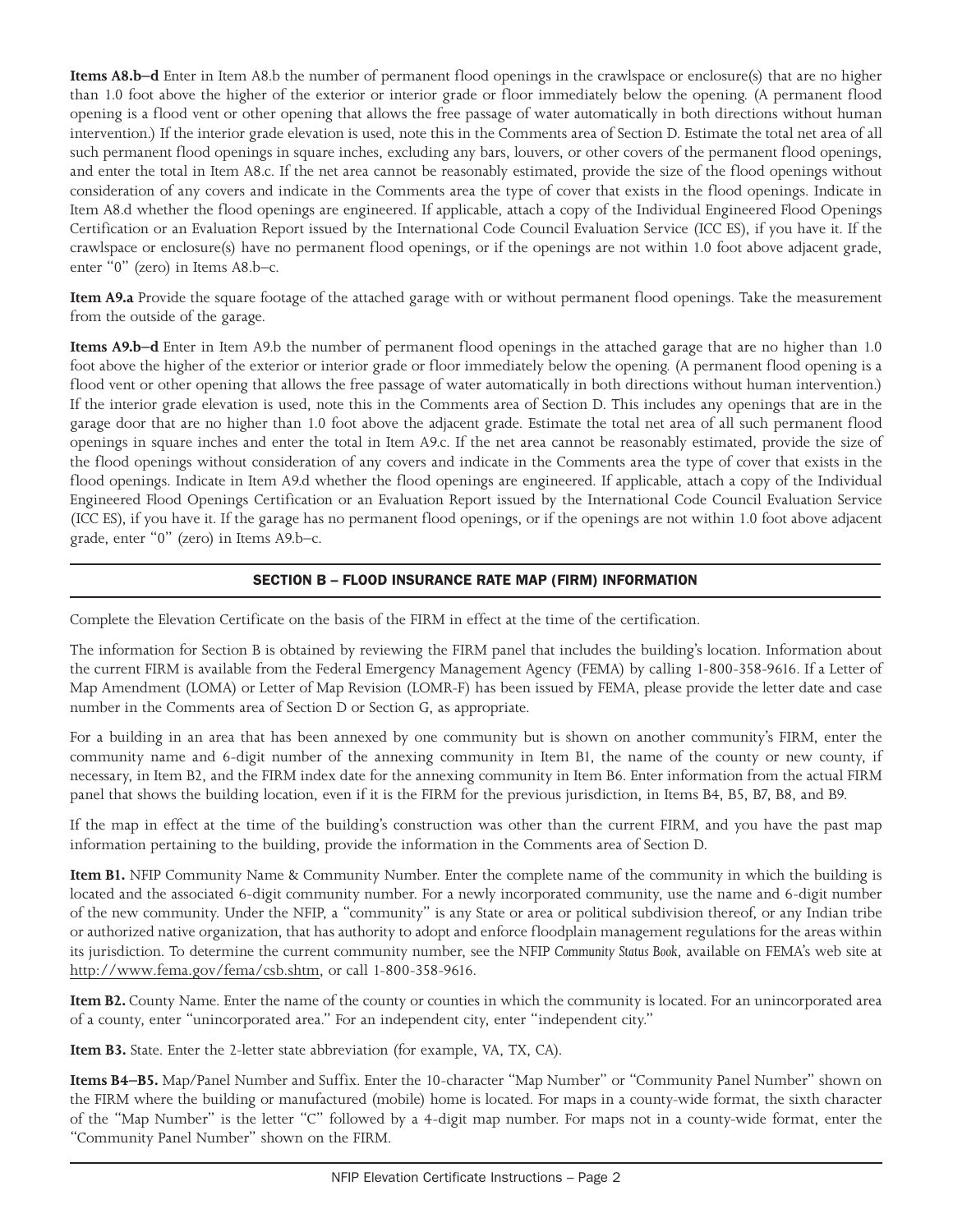**Items A8.b–d** Enter in Item A8.b the number of permanent flood openings in the crawlspace or enclosure(s) that are no higher than 1.0 foot above the higher of the exterior or interior grade or floor immediately below the opening. (A permanent flood opening is a flood vent or other opening that allows the free passage of water automatically in both directions without human intervention.) If the interior grade elevation is used, note this in the Comments area of Section D. Estimate the total net area of all such permanent flood openings in square inches, excluding any bars, louvers, or other covers of the permanent flood openings, and enter the total in Item A8.c. If the net area cannot be reasonably estimated, provide the size of the flood openings without consideration of any covers and indicate in the Comments area the type of cover that exists in the flood openings. Indicate in Item A8.d whether the flood openings are engineered. If applicable, attach a copy of the Individual Engineered Flood Openings Certification or an Evaluation Report issued by the International Code Council Evaluation Service (ICC ES), if you have it. If the crawlspace or enclosure(s) have no permanent flood openings, or if the openings are not within 1.0 foot above adjacent grade, enter "0" (zero) in Items A8.b–c.

**Item A9.a** Provide the square footage of the attached garage with or without permanent flood openings. Take the measurement from the outside of the garage.

**Items A9.b–d** Enter in Item A9.b the number of permanent flood openings in the attached garage that are no higher than 1.0 foot above the higher of the exterior or interior grade or floor immediately below the opening. (A permanent flood opening is a flood vent or other opening that allows the free passage of water automatically in both directions without human intervention.) If the interior grade elevation is used, note this in the Comments area of Section D. This includes any openings that are in the garage door that are no higher than 1.0 foot above the adjacent grade. Estimate the total net area of all such permanent flood openings in square inches and enter the total in Item A9.c. If the net area cannot be reasonably estimated, provide the size of the flood openings without consideration of any covers and indicate in the Comments area the type of cover that exists in the flood openings. Indicate in Item A9.d whether the flood openings are engineered. If applicable, attach a copy of the Individual Engineered Flood Openings Certification or an Evaluation Report issued by the International Code Council Evaluation Service (ICC ES), if you have it. If the garage has no permanent flood openings, or if the openings are not within 1.0 foot above adjacent grade, enter "0" (zero) in Items A9.b–c.

## SECTION B – FLOOD INSURANCE RATE MAP (FIRM) INFORMATION

Complete the Elevation Certificate on the basis of the FIRM in effect at the time of the certification.

The information for Section B is obtained by reviewing the FIRM panel that includes the building's location. Information about the current FIRM is available from the Federal Emergency Management Agency (FEMA) by calling 1-800-358-9616. If a Letter of Map Amendment (LOMA) or Letter of Map Revision (LOMR-F) has been issued by FEMA, please provide the letter date and case number in the Comments area of Section D or Section G, as appropriate.

For a building in an area that has been annexed by one community but is shown on another community's FIRM, enter the community name and 6-digit number of the annexing community in Item B1, the name of the county or new county, if necessary, in Item B2, and the FIRM index date for the annexing community in Item B6. Enter information from the actual FIRM panel that shows the building location, even if it is the FIRM for the previous jurisdiction, in Items B4, B5, B7, B8, and B9.

If the map in effect at the time of the building's construction was other than the current FIRM, and you have the past map information pertaining to the building, provide the information in the Comments area of Section D.

**Item B1.** NFIP Community Name & Community Number. Enter the complete name of the community in which the building is located and the associated 6-digit community number. For a newly incorporated community, use the name and 6-digit number of the new community. Under the NFIP, a "community" is any State or area or political subdivision thereof, or any Indian tribe or authorized native organization, that has authority to adopt and enforce floodplain management regulations for the areas within its jurisdiction. To determine the current community number, see the NFIP *Community Status Book*, available on FEMA's web site at http://www.fema.gov/fema/csb.shtm, or call 1-800-358-9616.

**Item B2.** County Name. Enter the name of the county or counties in which the community is located. For an unincorporated area of a county, enter "unincorporated area." For an independent city, enter "independent city."

**Item B3.** State. Enter the 2-letter state abbreviation (for example, VA, TX, CA).

**Items B4–B5.** Map/Panel Number and Suffix. Enter the 10-character "Map Number" or "Community Panel Number" shown on the FIRM where the building or manufactured (mobile) home is located. For maps in a county-wide format, the sixth character of the "Map Number" is the letter "C" followed by a 4-digit map number. For maps not in a county-wide format, enter the "Community Panel Number" shown on the FIRM.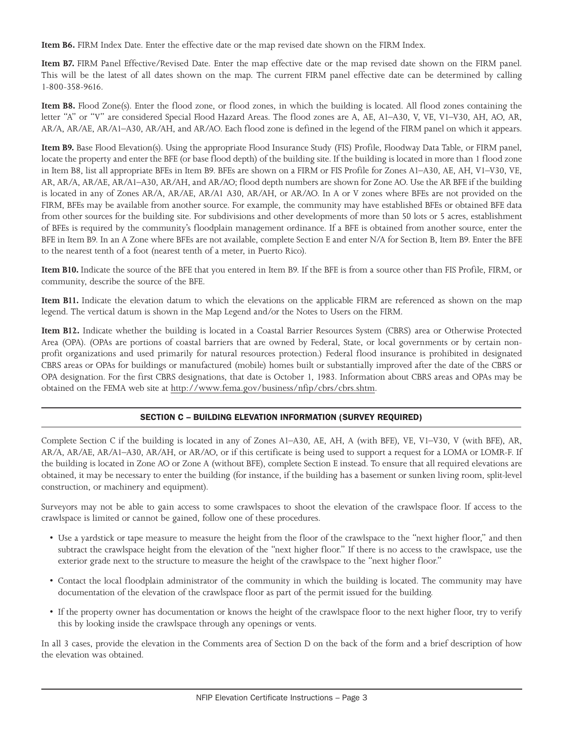**Item B6.** FIRM Index Date. Enter the effective date or the map revised date shown on the FIRM Index.

**Item B7.** FIRM Panel Effective/Revised Date. Enter the map effective date or the map revised date shown on the FIRM panel. This will be the latest of all dates shown on the map. The current FIRM panel effective date can be determined by calling 1-800-358-9616.

**Item B8.** Flood Zone(s). Enter the flood zone, or flood zones, in which the building is located. All flood zones containing the letter "A" or "V" are considered Special Flood Hazard Areas. The flood zones are A, AE, A1–A30, V, VE, V1–V30, AH, AO, AR, AR/A, AR/AE, AR/A1–A30, AR/AH, and AR/AO. Each flood zone is defined in the legend of the FIRM panel on which it appears.

**Item B9.** Base Flood Elevation(s). Using the appropriate Flood Insurance Study (FIS) Profile, Floodway Data Table, or FIRM panel, locate the property and enter the BFE (or base flood depth) of the building site. If the building is located in more than 1 flood zone in Item B8, list all appropriate BFEs in Item B9. BFEs are shown on a FIRM or FIS Profile for Zones A1–A30, AE, AH, V1–V30, VE, AR, AR/A, AR/AE, AR/A1–A30, AR/AH, and AR/AO; flood depth numbers are shown for Zone AO. Use the AR BFE if the building is located in any of Zones AR/A, AR/AE, AR/A1 A30, AR/AH, or AR/AO. In A or V zones where BFEs are not provided on the FIRM, BFEs may be available from another source. For example, the community may have established BFEs or obtained BFE data from other sources for the building site. For subdivisions and other developments of more than 50 lots or 5 acres, establishment of BFEs is required by the community's floodplain management ordinance. If a BFE is obtained from another source, enter the BFE in Item B9. In an A Zone where BFEs are not available, complete Section E and enter N/A for Section B, Item B9. Enter the BFE to the nearest tenth of a foot (nearest tenth of a meter, in Puerto Rico).

**Item B10.** Indicate the source of the BFE that you entered in Item B9. If the BFE is from a source other than FIS Profile, FIRM, or community, describe the source of the BFE.

**Item B11.** Indicate the elevation datum to which the elevations on the applicable FIRM are referenced as shown on the map legend. The vertical datum is shown in the Map Legend and/or the Notes to Users on the FIRM.

**Item B12.** Indicate whether the building is located in a Coastal Barrier Resources System (CBRS) area or Otherwise Protected Area (OPA). (OPAs are portions of coastal barriers that are owned by Federal, State, or local governments or by certain non-profit organizations and used primarily for natural resources protection.) Federal flood insurance is prohibited in designated CBRS areas or OPAs for buildings or manufactured (mobile) homes built or substantially improved after the date of the CBRS or OPA designation. For the first CBRS designations, that date is October 1, 1983. Information about CBRS areas and OPAs may be obtained on the FEMA web site at http://www.fema.gov/business/nfip/cbrs/cbrs.shtm.

## SECTION C – BUILDING ELEVATION INFORMATION (SURVEY REQUIRED)

Complete Section C if the building is located in any of Zones A1–A30, AE, AH, A (with BFE), VE, V1–V30, V (with BFE), AR, AR/A, AR/AE, AR/A1–A30, AR/AH, or AR/AO, or if this certificate is being used to support a request for a LOMA or LOMR-F. If the building is located in Zone AO or Zone A (without BFE), complete Section E instead. To ensure that all required elevations are obtained, it may be necessary to enter the building (for instance, if the building has a basement or sunken living room, split-level construction, or machinery and equipment).

Surveyors may not be able to gain access to some crawlspaces to shoot the elevation of the crawlspace floor. If access to the crawlspace is limited or cannot be gained, follow one of these procedures.

- Use a yardstick or tape measure to measure the height from the floor of the crawlspace to the "next higher floor," and then subtract the crawlspace height from the elevation of the "next higher floor." If there is no access to the crawlspace, use the exterior grade next to the structure to measure the height of the crawlspace to the "next higher floor."
- Contact the local floodplain administrator of the community in which the building is located. The community may have documentation of the elevation of the crawlspace floor as part of the permit issued for the building.
- If the property owner has documentation or knows the height of the crawlspace floor to the next higher floor, try to verify this by looking inside the crawlspace through any openings or vents.

In all 3 cases, provide the elevation in the Comments area of Section D on the back of the form and a brief description of how the elevation was obtained.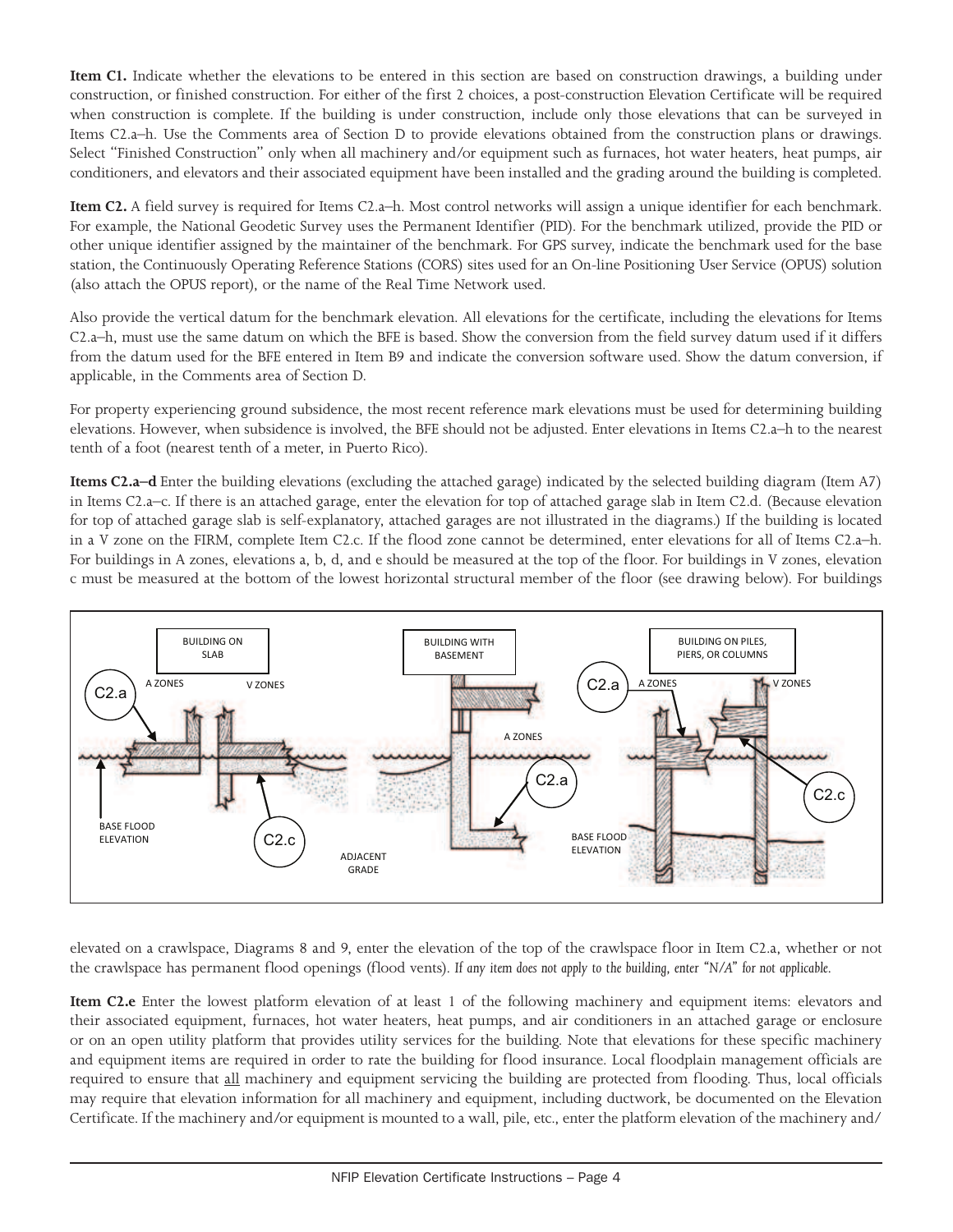**Item C1.** Indicate whether the elevations to be entered in this section are based on construction drawings, a building under construction, or finished construction. For either of the first 2 choices, a post-construction Elevation Certificate will be required when construction is complete. If the building is under construction, include only those elevations that can be surveyed in Items C2.a–h. Use the Comments area of Section D to provide elevations obtained from the construction plans or drawings. Select "Finished Construction" only when all machinery and/or equipment such as furnaces, hot water heaters, heat pumps, air conditioners, and elevators and their associated equipment have been installed and the grading around the building is completed.

**Item C2.** A field survey is required for Items C2.a–h. Most control networks will assign a unique identifier for each benchmark. For example, the National Geodetic Survey uses the Permanent Identifier (PID). For the benchmark utilized, provide the PID or other unique identifier assigned by the maintainer of the benchmark. For GPS survey, indicate the benchmark used for the base station, the Continuously Operating Reference Stations (CORS) sites used for an On-line Positioning User Service (OPUS) solution (also attach the OPUS report), or the name of the Real Time Network used.

Also provide the vertical datum for the benchmark elevation. All elevations for the certificate, including the elevations for Items C2.a–h, must use the same datum on which the BFE is based. Show the conversion from the field survey datum used if it differs from the datum used for the BFE entered in Item B9 and indicate the conversion software used. Show the datum conversion, if applicable, in the Comments area of Section D.

For property experiencing ground subsidence, the most recent reference mark elevations must be used for determining building elevations. However, when subsidence is involved, the BFE should not be adjusted. Enter elevations in Items C2.a–h to the nearest tenth of a foot (nearest tenth of a meter, in Puerto Rico).

**Items C2.a–d** Enter the building elevations (excluding the attached garage) indicated by the selected building diagram (Item A7) in Items C2.a–c. If there is an attached garage, enter the elevation for top of attached garage slab in Item C2.d. (Because elevation for top of attached garage slab is self-explanatory, attached garages are not illustrated in the diagrams.) If the building is located in a V zone on the FIRM, complete Item C2.c. If the flood zone cannot be determined, enter elevations for all of Items C2.a–h. For buildings in A zones, elevations a, b, d, and e should be measured at the top of the floor. For buildings in V zones, elevation c must be measured at the bottom of the lowest horizontal structural member of the floor (see drawing below). For buildings elevated on a crawlspace, Diagrams 8 and 9, enter the elevation of the top of the crawlspace floor in Item C2.a, whether or not the crawlspace has permanent flood openings (flood vents). *If any item does not apply to the building, enter "N/A" for not applicable.*

**Item C2.e** Enter the lowest platform elevation of at least 1 of the following machinery and equipment items: elevators and their associated equipment, furnaces, hot water heaters, heat pumps, and air conditioners in an attached garage or enclosure or on an open utility platform that provides utility services for the building. Note that elevations for these specific machinery and equipment items are required in order to rate the building for flood insurance. Local floodplain management officials are required to ensure that all machinery and equipment servicing the building are protected from flooding. Thus, local officials may require that elevation information for all machinery and equipment, including ductwork, be documented on the Elevation Certificate. If the machinery and/or equipment is mounted to a wall, pile, etc., enter the platform elevation of the machinery and/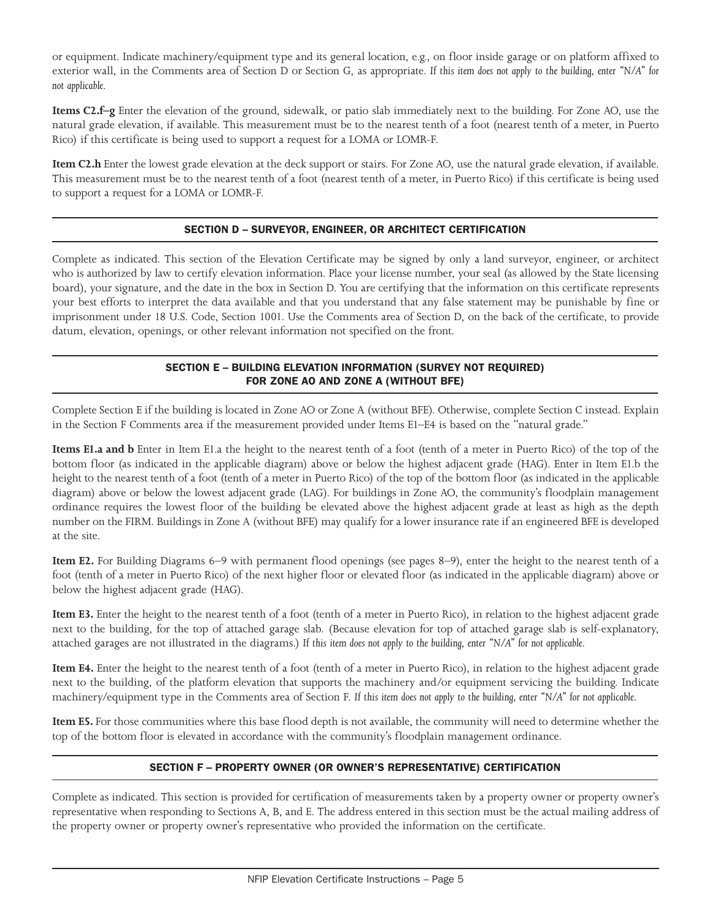or equipment. Indicate machinery/equipment type and its general location, e.g., on floor inside garage or on platform affixed to exterior wall, in the Comments area of Section D or Section G, as appropriate. *If this item does not apply to the building, enter "N/A" for not applicable.*

**Items C2.f–g** Enter the elevation of the ground, sidewalk, or patio slab immediately next to the building. For Zone AO, use the natural grade elevation, if available. This measurement must be to the nearest tenth of a foot (nearest tenth of a meter, in Puerto Rico) if this certificate is being used to support a request for a LOMA or LOMR-F.

**Item C2.h** Enter the lowest grade elevation at the deck support or stairs. For Zone AO, use the natural grade elevation, if available. This measurement must be to the nearest tenth of a foot (nearest tenth of a meter, in Puerto Rico) if this certificate is being used to support a request for a LOMA or LOMR-F.

## SECTION D – SURVEYOR, ENGINEER, OR ARCHITECT CERTIFICATION

Complete as indicated. This section of the Elevation Certificate may be signed by only a land surveyor, engineer, or architect who is authorized by law to certify elevation information. Place your license number, your seal (as allowed by the State licensing board), your signature, and the date in the box in Section D. You are certifying that the information on this certificate represents your best efforts to interpret the data available and that you understand that any false statement may be punishable by fine or imprisonment under 18 U.S. Code, Section 1001. Use the Comments area of Section D, on the back of the certificate, to provide datum, elevation, openings, or other relevant information not specified on the front.

## SECTION E – BUILDING ELEVATION INFORMATION (SURVEY NOT REQUIRED) FOR ZONE AO AND ZONE A (WITHOUT BFE)

Complete Section E if the building is located in Zone AO or Zone A (without BFE). Otherwise, complete Section C instead. Explain in the Section F Comments area if the measurement provided under Items E1–E4 is based on the "natural grade."

**Items E1.a and b** Enter in Item E1.a the height to the nearest tenth of a foot (tenth of a meter in Puerto Rico) of the top of the bottom floor (as indicated in the applicable diagram) above or below the highest adjacent grade (HAG). Enter in Item E1.b the height to the nearest tenth of a foot (tenth of a meter in Puerto Rico) of the top of the bottom floor (as indicated in the applicable diagram) above or below the lowest adjacent grade (LAG). For buildings in Zone AO, the community's floodplain management ordinance requires the lowest floor of the building be elevated above the highest adjacent grade at least as high as the depth number on the FIRM. Buildings in Zone A (without BFE) may qualify for a lower insurance rate if an engineered BFE is developed at the site.

**Item E2.** For Building Diagrams 6–9 with permanent flood openings (see pages 8–9), enter the height to the nearest tenth of a foot (tenth of a meter in Puerto Rico) of the next higher floor or elevated floor (as indicated in the applicable diagram) above or below the highest adjacent grade (HAG).

**Item E3.** Enter the height to the nearest tenth of a foot (tenth of a meter in Puerto Rico), in relation to the highest adjacent grade next to the building, for the top of attached garage slab. (Because elevation for top of attached garage slab is self-explanatory, attached garages are not illustrated in the diagrams.) *If this item does not apply to the building, enter "N/A" for not applicable.*

**Item E4.** Enter the height to the nearest tenth of a foot (tenth of a meter in Puerto Rico), in relation to the highest adjacent grade next to the building, of the platform elevation that supports the machinery and/or equipment servicing the building. Indicate machinery/equipment type in the Comments area of Section F. *If this item does not apply to the building, enter "N/A" for not applicable.*

**Item E5.** For those communities where this base flood depth is not available, the community will need to determine whether the top of the bottom floor is elevated in accordance with the community's floodplain management ordinance.

## SECTION F – PROPERTY OWNER (OR OWNER'S REPRESENTATIVE) CERTIFICATION

Complete as indicated. This section is provided for certification of measurements taken by a property owner or property owner's representative when responding to Sections A, B, and E. The address entered in this section must be the actual mailing address of the property owner or property owner's representative who provided the information on the certificate.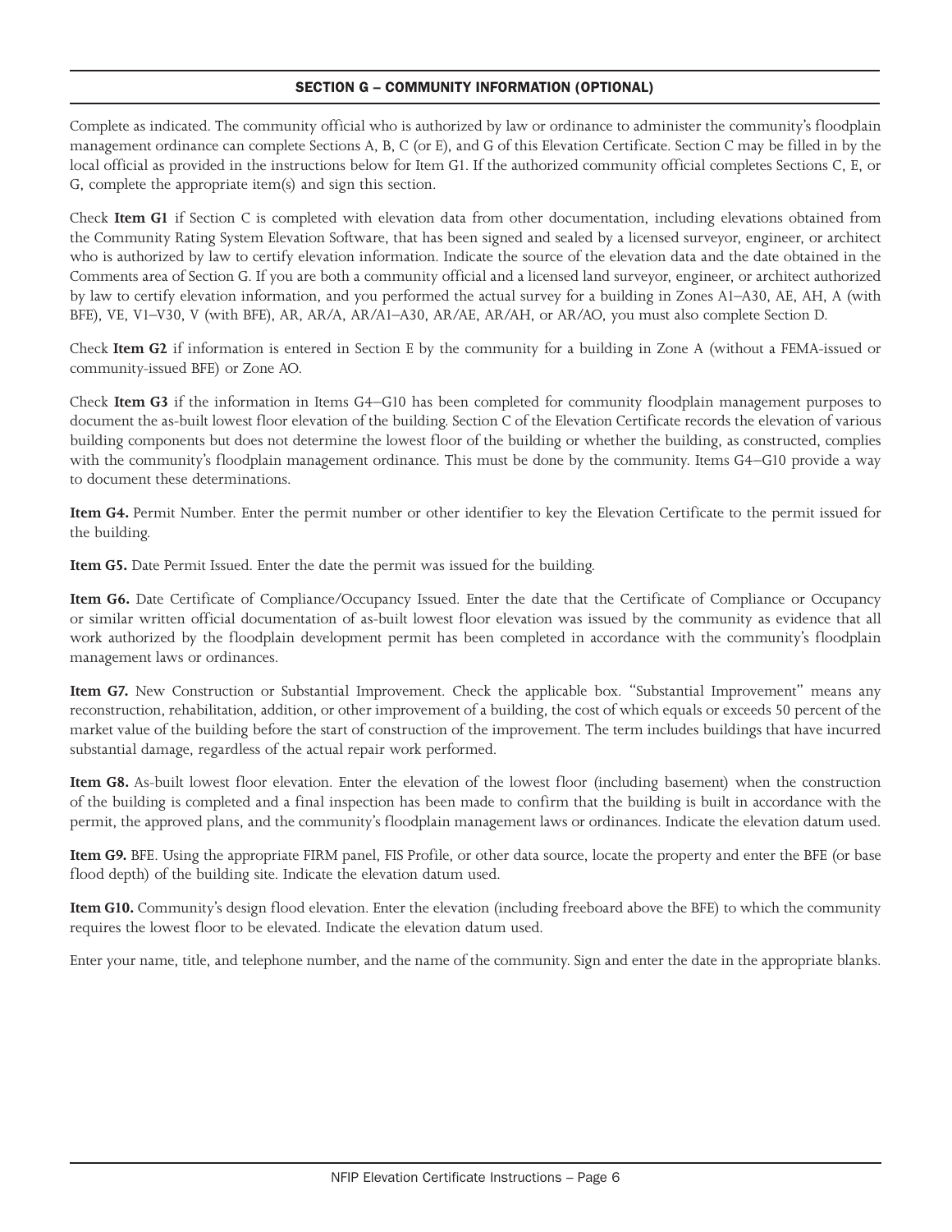## SECTION G – COMMUNITY INFORMATION (OPTIONAL)

Complete as indicated. The community official who is authorized by law or ordinance to administer the community's floodplain management ordinance can complete Sections A, B, C (or E), and G of this Elevation Certificate. Section C may be filled in by the local official as provided in the instructions below for Item G1. If the authorized community official completes Sections C, E, or G, complete the appropriate item(s) and sign this section.

Check **Item G1** if Section C is completed with elevation data from other documentation, including elevations obtained from the Community Rating System Elevation Software, that has been signed and sealed by a licensed surveyor, engineer, or architect who is authorized by law to certify elevation information. Indicate the source of the elevation data and the date obtained in the Comments area of Section G. If you are both a community official and a licensed land surveyor, engineer, or architect authorized by law to certify elevation information, and you performed the actual survey for a building in Zones A1–A30, AE, AH, A (with BFE), VE, V1–V30, V (with BFE), AR, AR/A, AR/A1–A30, AR/AE, AR/AH, or AR/AO, you must also complete Section D.

Check **Item G2** if information is entered in Section E by the community for a building in Zone A (without a FEMA-issued or community-issued BFE) or Zone AO.

Check **Item G3** if the information in Items G4–G10 has been completed for community floodplain management purposes to document the as-built lowest floor elevation of the building. Section C of the Elevation Certificate records the elevation of various building components but does not determine the lowest floor of the building or whether the building, as constructed, complies with the community's floodplain management ordinance. This must be done by the community. Items G4–G10 provide a way to document these determinations.

**Item G4.** Permit Number. Enter the permit number or other identifier to key the Elevation Certificate to the permit issued for the building.

**Item G5.** Date Permit Issued. Enter the date the permit was issued for the building.

**Item G6.** Date Certificate of Compliance/Occupancy Issued. Enter the date that the Certificate of Compliance or Occupancy or similar written official documentation of as-built lowest floor elevation was issued by the community as evidence that all work authorized by the floodplain development permit has been completed in accordance with the community's floodplain management laws or ordinances.

**Item G7.** New Construction or Substantial Improvement. Check the applicable box. "Substantial Improvement" means any reconstruction, rehabilitation, addition, or other improvement of a building, the cost of which equals or exceeds 50 percent of the market value of the building before the start of construction of the improvement. The term includes buildings that have incurred substantial damage, regardless of the actual repair work performed.

**Item G8.** As-built lowest floor elevation. Enter the elevation of the lowest floor (including basement) when the construction of the building is completed and a final inspection has been made to confirm that the building is built in accordance with the permit, the approved plans, and the community's floodplain management laws or ordinances. Indicate the elevation datum used.

**Item G9.** BFE. Using the appropriate FIRM panel, FIS Profile, or other data source, locate the property and enter the BFE (or base flood depth) of the building site. Indicate the elevation datum used.

**Item G10.** Community's design flood elevation. Enter the elevation (including freeboard above the BFE) to which the community requires the lowest floor to be elevated. Indicate the elevation datum used.

Enter your name, title, and telephone number, and the name of the community. Sign and enter the date in the appropriate blanks.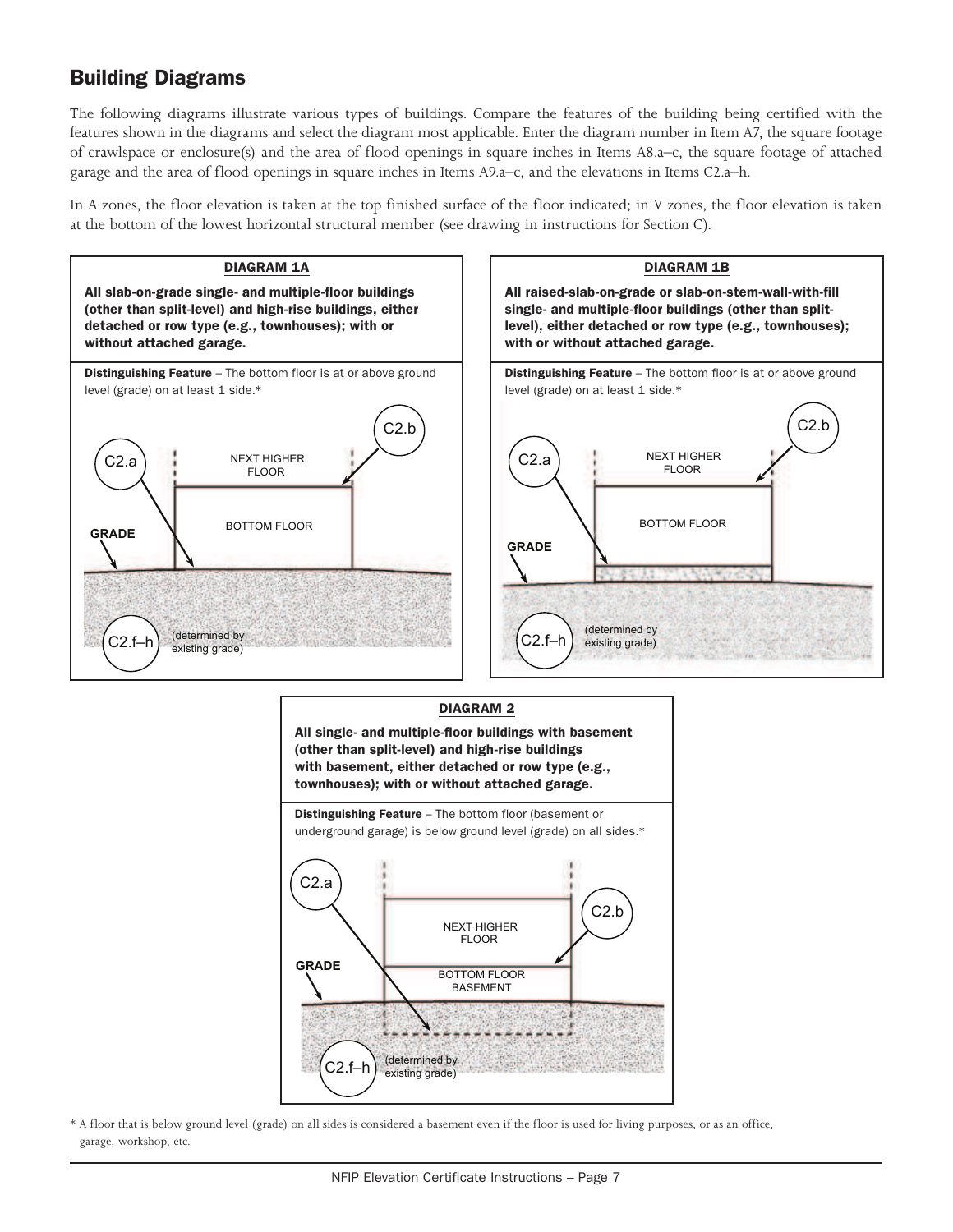## Building Diagrams

The following diagrams illustrate various types of buildings. Compare the features of the building being certified with the features shown in the diagrams and select the diagram most applicable. Enter the diagram number in Item A7, the square footage of crawlspace or enclosure(s) and the area of flood openings in square inches in Items A8.a–c, the square footage of attached garage and the area of flood openings in square inches in Items A9.a–c, and the elevations in Items C2.a–h.

In A zones, the floor elevation is taken at the top finished surface of the floor indicated; in V zones, the floor elevation is taken at the bottom of the lowest horizontal structural member (see drawing in instructions for Section C).

### DIAGRAM 1A

**All slab-on-grade single- and multiple-floor buildings (other than split-level) and high-rise buildings, either detached or row type (e.g., townhouses); with or without attached garage.**

**Distinguishing Feature** – The bottom floor is at or above ground level (grade) on at least 1 side.*

C2.a | C2.b | NEXT HIGHER FLOOR | BOTTOM FLOOR | GRADE | C2.f–h (determined by existing grade)

### DIAGRAM 1B

**All raised-slab-on-grade or slab-on-stem-wall-with-fill single- and multiple-floor buildings (other than split-level), either detached or row type (e.g., townhouses); with or without attached garage.**

**Distinguishing Feature** – The bottom floor is at or above ground level (grade) on at least 1 side.*

C2.a | C2.b | NEXT HIGHER FLOOR | BOTTOM FLOOR | GRADE | C2.f–h (determined by existing grade)

### DIAGRAM 2

**All single- and multiple-floor buildings with basement (other than split-level) and high-rise buildings with basement, either detached or row type (e.g., townhouses); with or without attached garage.**

**Distinguishing Feature** – The bottom floor (basement or underground garage) is below ground level (grade) on all sides.*

C2.a | C2.b | NEXT HIGHER FLOOR | BOTTOM FLOOR BASEMENT | GRADE | C2.f–h (determined by existing grade)

\* A floor that is below ground level (grade) on all sides is considered a basement even if the floor is used for living purposes, or as an office, garage, workshop, etc.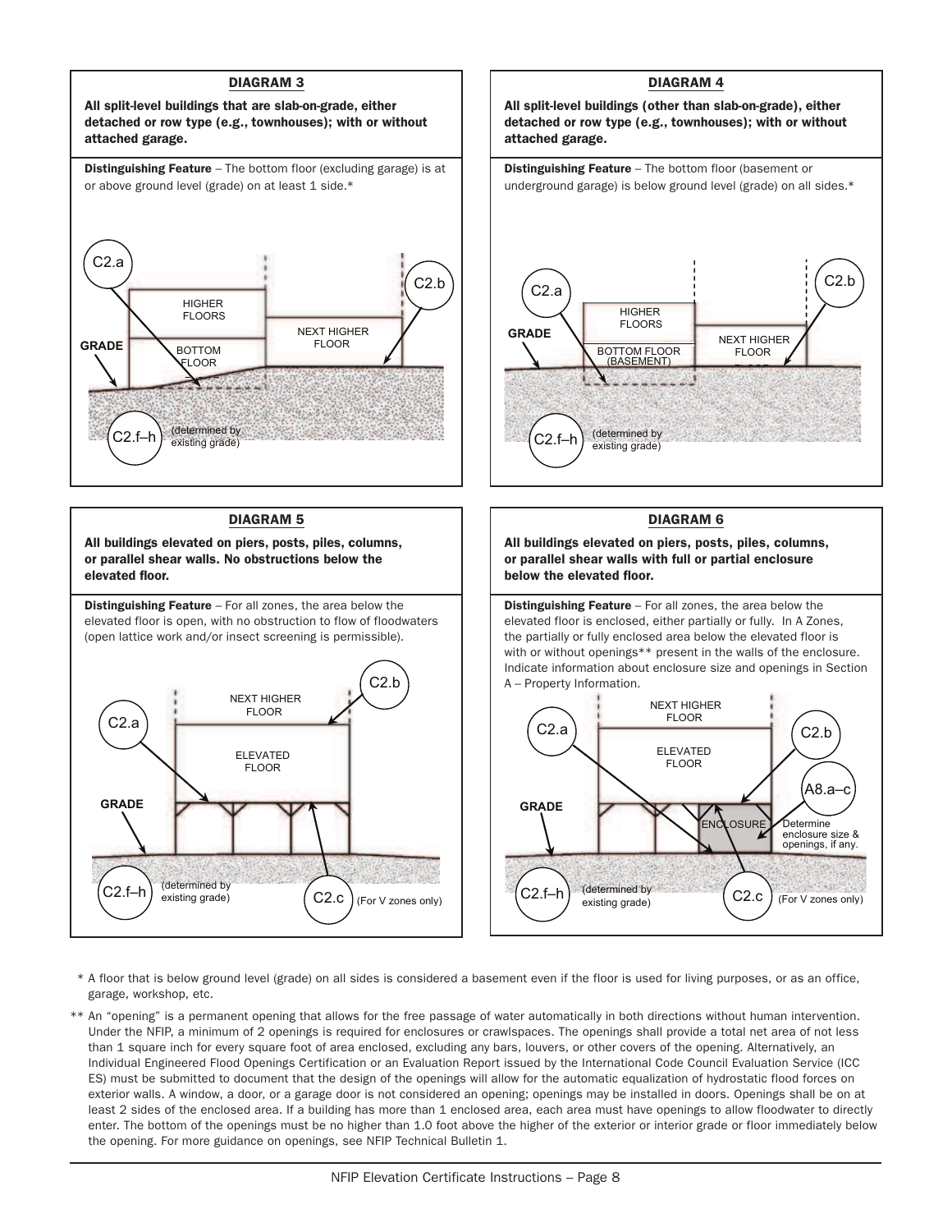## DIAGRAM 3

**All split-level buildings that are slab-on-grade, either detached or row type (e.g., townhouses); with or without attached garage.**

**Distinguishing Feature** – The bottom floor (excluding garage) is at or above ground level (grade) on at least 1 side.*

C2.a

HIGHER FLOORS

BOTTOM FLOOR

NEXT HIGHER FLOOR

C2.b

GRADE

C2.f–h (determined by existing grade)

## DIAGRAM 4

**All split-level buildings (other than slab-on-grade), either detached or row type (e.g., townhouses); with or without attached garage.**

**Distinguishing Feature** – The bottom floor (basement or underground garage) is below ground level (grade) on all sides.*

C2.a

HIGHER FLOORS

BOTTOM FLOOR (BASEMENT)

NEXT HIGHER FLOOR

C2.b

GRADE

C2.f–h (determined by existing grade)

## DIAGRAM 5

**All buildings elevated on piers, posts, piles, columns, or parallel shear walls. No obstructions below the elevated floor.**

**Distinguishing Feature** – For all zones, the area below the elevated floor is open, with no obstruction to flow of floodwaters (open lattice work and/or insect screening is permissible).

C2.a

NEXT HIGHER FLOOR

ELEVATED FLOOR

C2.b

GRADE

C2.f–h (determined by existing grade)

C2.c (For V zones only)

## DIAGRAM 6

**All buildings elevated on piers, posts, piles, columns, or parallel shear walls with full or partial enclosure below the elevated floor.**

**Distinguishing Feature** – For all zones, the area below the elevated floor is enclosed, either partially or fully. In A Zones, the partially or fully enclosed area below the elevated floor is with or without openings** present in the walls of the enclosure. Indicate information about enclosure size and openings in Section A – Property Information.

C2.a

NEXT HIGHER FLOOR

ELEVATED FLOOR

C2.b

A8.a–c

ENCLOSURE

Determine enclosure size & openings, if any.

GRADE

C2.f–h (determined by existing grade)

C2.c (For V zones only)

\* A floor that is below ground level (grade) on all sides is considered a basement even if the floor is used for living purposes, or as an office, garage, workshop, etc.

** An "opening" is a permanent opening that allows for the free passage of water automatically in both directions without human intervention. Under the NFIP, a minimum of 2 openings is required for enclosures or crawlspaces. The openings shall provide a total net area of not less than 1 square inch for every square foot of area enclosed, excluding any bars, louvers, or other covers of the opening. Alternatively, an Individual Engineered Flood Openings Certification or an Evaluation Report issued by the International Code Council Evaluation Service (ICC ES) must be submitted to document that the design of the openings will allow for the automatic equalization of hydrostatic flood forces on exterior walls. A window, a door, or a garage door is not considered an opening; openings may be installed in doors. Openings shall be on at least 2 sides of the enclosed area. If a building has more than 1 enclosed area, each area must have openings to allow floodwater to directly enter. The bottom of the openings must be no higher than 1.0 foot above the higher of the exterior or interior grade or floor immediately below the opening. For more guidance on openings, see NFIP Technical Bulletin 1.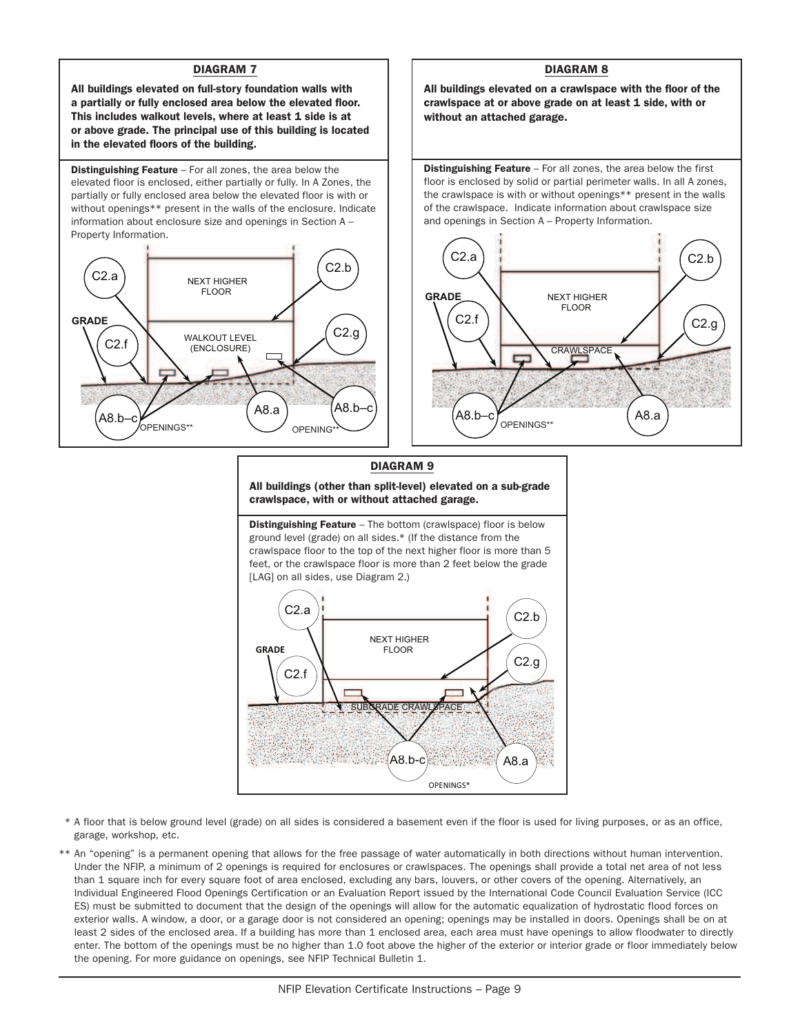## DIAGRAM 7

**All buildings elevated on full-story foundation walls with a partially or fully enclosed area below the elevated floor. This includes walkout levels, where at least 1 side is at or above grade. The principal use of this building is located in the elevated floors of the building.**

**Distinguishing Feature** – For all zones, the area below the elevated floor is enclosed, either partially or fully. In A Zones, the partially or fully enclosed area below the elevated floor is with or without openings** present in the walls of the enclosure. Indicate information about enclosure size and openings in Section A – Property Information.

C2.a
C2.b
NEXT HIGHER FLOOR
GRADE
C2.g
C2.f
WALKOUT LEVEL (ENCLOSURE)
A8.b–c
A8.a
A8.b–c
OPENINGS**
OPENING**

## DIAGRAM 8

**All buildings elevated on a crawlspace with the floor of the crawlspace at or above grade on at least 1 side, with or without an attached garage.**

**Distinguishing Feature** – For all zones, the area below the first floor is enclosed by solid or partial perimeter walls. In all A zones, the crawlspace is with or without openings** present in the walls of the crawlspace. Indicate information about crawlspace size and openings in Section A – Property Information.

C2.a
C2.b
GRADE
NEXT HIGHER FLOOR
C2.f
C2.g
CRAWLSPACE
A8.b–c
A8.a
OPENINGS**

## DIAGRAM 9

**All buildings (other than split-level) elevated on a sub-grade crawlspace, with or without attached garage.**

**Distinguishing Feature** – The bottom (crawlspace) floor is below ground level (grade) on all sides.* (If the distance from the crawlspace floor to the top of the next higher floor is more than 5 feet, or the crawlspace floor is more than 2 feet below the grade [LAG] on all sides, use Diagram 2.)

C2.a
C2.b
NEXT HIGHER FLOOR
GRADE
C2.g
C2.f
SUBGRADE CRAWLSPACE
A8.b-c
A8.a
OPENINGS*

\* A floor that is below ground level (grade) on all sides is considered a basement even if the floor is used for living purposes, or as an office, garage, workshop, etc.

\*\* An "opening" is a permanent opening that allows for the free passage of water automatically in both directions without human intervention. Under the NFIP, a minimum of 2 openings is required for enclosures or crawlspaces. The openings shall provide a total net area of not less than 1 square inch for every square foot of area enclosed, excluding any bars, louvers, or other covers of the opening. Alternatively, an Individual Engineered Flood Openings Certification or an Evaluation Report issued by the International Code Council Evaluation Service (ICC ES) must be submitted to document that the design of the openings will allow for the automatic equalization of hydrostatic flood forces on exterior walls. A window, a door, or a garage door is not considered an opening; openings may be installed in doors. Openings shall be on at least 2 sides of the enclosed area. If a building has more than 1 enclosed area, each area must have openings to allow floodwater to directly enter. The bottom of the openings must be no higher than 1.0 foot above the higher of the exterior or interior grade or floor immediately below the opening. For more guidance on openings, see NFIP Technical Bulletin 1.